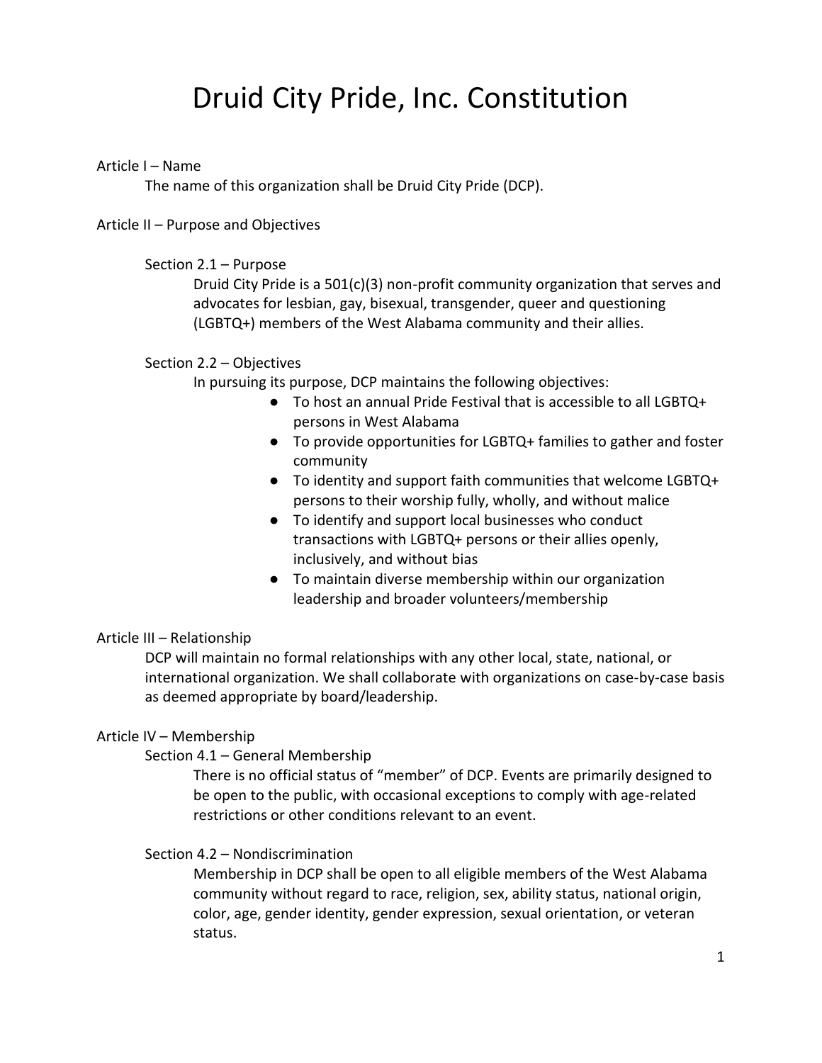# Druid City Pride, Inc. Constitution

## Article I – Name

The name of this organization shall be Druid City Pride (DCP).

## Article II – Purpose and Objectives

### Section 2.1 – Purpose

Druid City Pride is a 501(c)(3) non-profit community organization that serves and advocates for lesbian, gay, bisexual, transgender, queer and questioning (LGBTQ+) members of the West Alabama community and their allies.

### Section 2.2 – Objectives

In pursuing its purpose, DCP maintains the following objectives:

- To host an annual Pride Festival that is accessible to all LGBTQ+ persons in West Alabama
- To provide opportunities for LGBTQ+ families to gather and foster community
- To identity and support faith communities that welcome LGBTQ+ persons to their worship fully, wholly, and without malice
- To identify and support local businesses who conduct transactions with LGBTQ+ persons or their allies openly, inclusively, and without bias
- To maintain diverse membership within our organization leadership and broader volunteers/membership

## Article III – Relationship

DCP will maintain no formal relationships with any other local, state, national, or international organization. We shall collaborate with organizations on case-by-case basis as deemed appropriate by board/leadership.

## Article IV – Membership

### Section 4.1 – General Membership

There is no official status of "member" of DCP. Events are primarily designed to be open to the public, with occasional exceptions to comply with age-related restrictions or other conditions relevant to an event.

### Section 4.2 – Nondiscrimination

Membership in DCP shall be open to all eligible members of the West Alabama community without regard to race, religion, sex, ability status, national origin, color, age, gender identity, gender expression, sexual orientation, or veteran status.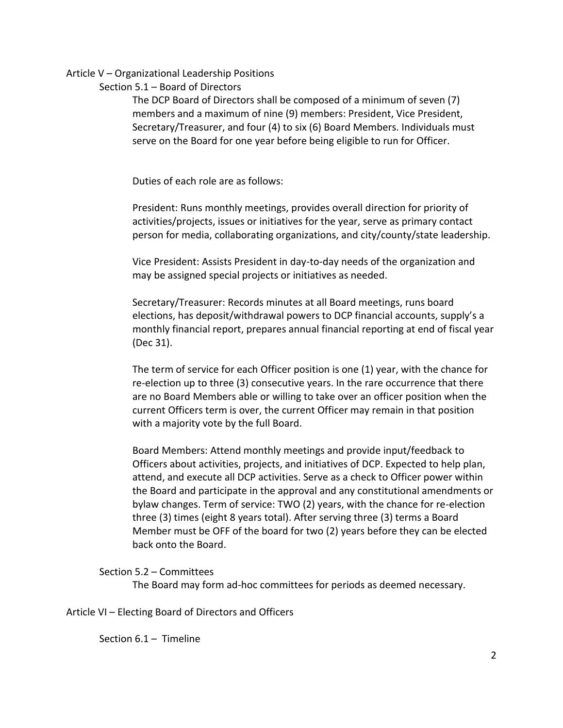## Article V – Organizational Leadership Positions

### Section 5.1 – Board of Directors

The DCP Board of Directors shall be composed of a minimum of seven (7) members and a maximum of nine (9) members: President, Vice President, Secretary/Treasurer, and four (4) to six (6) Board Members. Individuals must serve on the Board for one year before being eligible to run for Officer.

Duties of each role are as follows:

President: Runs monthly meetings, provides overall direction for priority of activities/projects, issues or initiatives for the year, serve as primary contact person for media, collaborating organizations, and city/county/state leadership.

Vice President: Assists President in day-to-day needs of the organization and may be assigned special projects or initiatives as needed.

Secretary/Treasurer: Records minutes at all Board meetings, runs board elections, has deposit/withdrawal powers to DCP financial accounts, supply's a monthly financial report, prepares annual financial reporting at end of fiscal year (Dec 31).

The term of service for each Officer position is one (1) year, with the chance for re-election up to three (3) consecutive years. In the rare occurrence that there are no Board Members able or willing to take over an officer position when the current Officers term is over, the current Officer may remain in that position with a majority vote by the full Board.

Board Members: Attend monthly meetings and provide input/feedback to Officers about activities, projects, and initiatives of DCP. Expected to help plan, attend, and execute all DCP activities. Serve as a check to Officer power within the Board and participate in the approval and any constitutional amendments or bylaw changes. Term of service: TWO (2) years, with the chance for re-election three (3) times (eight 8 years total). After serving three (3) terms a Board Member must be OFF of the board for two (2) years before they can be elected back onto the Board.

### Section 5.2 – Committees

The Board may form ad-hoc committees for periods as deemed necessary.

## Article VI – Electing Board of Directors and Officers

### Section 6.1 – Timeline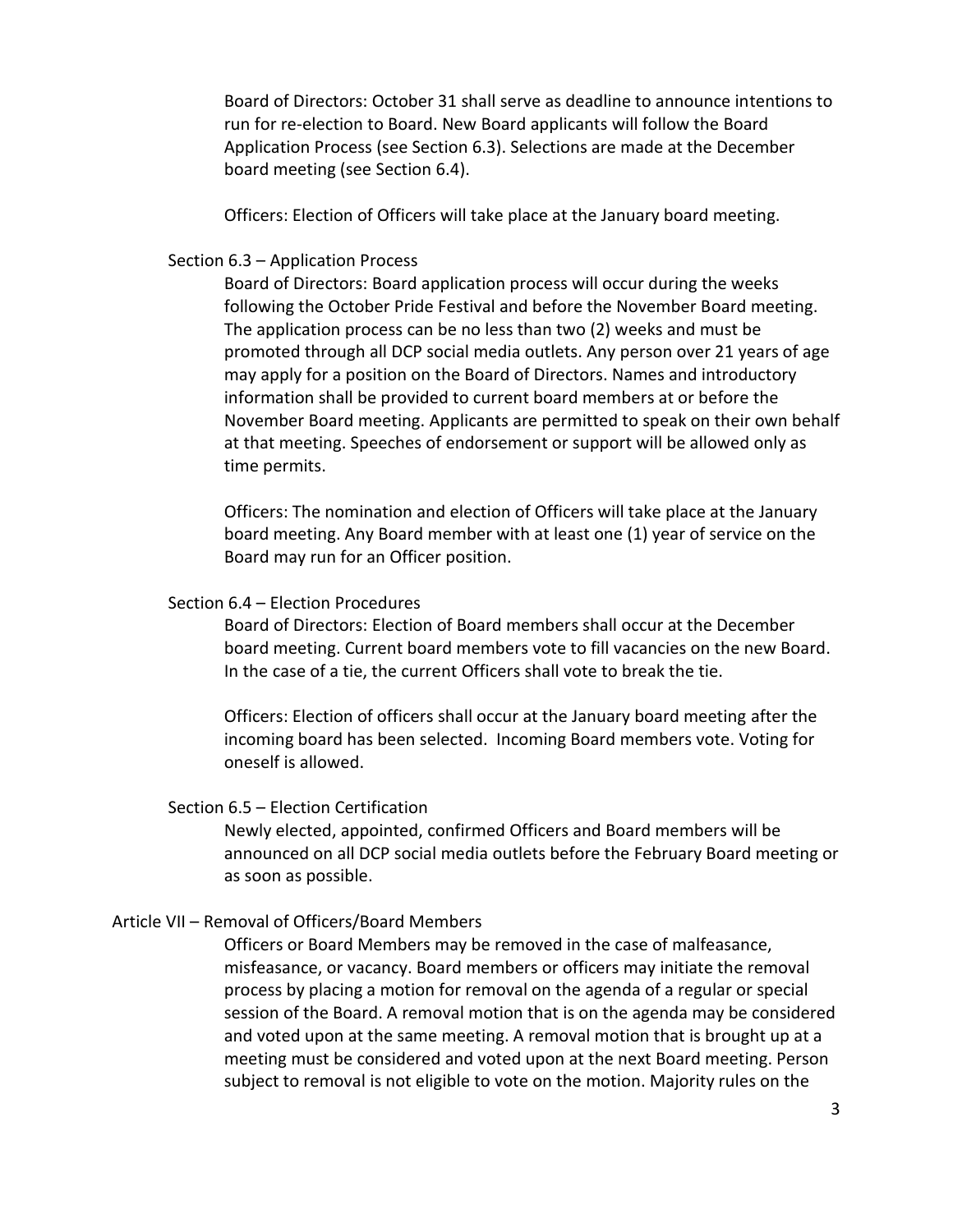Board of Directors: October 31 shall serve as deadline to announce intentions to run for re-election to Board. New Board applicants will follow the Board Application Process (see Section 6.3). Selections are made at the December board meeting (see Section 6.4).

Officers: Election of Officers will take place at the January board meeting.

### Section 6.3 – Application Process

Board of Directors: Board application process will occur during the weeks following the October Pride Festival and before the November Board meeting. The application process can be no less than two (2) weeks and must be promoted through all DCP social media outlets. Any person over 21 years of age may apply for a position on the Board of Directors. Names and introductory information shall be provided to current board members at or before the November Board meeting. Applicants are permitted to speak on their own behalf at that meeting. Speeches of endorsement or support will be allowed only as time permits.

Officers: The nomination and election of Officers will take place at the January board meeting. Any Board member with at least one (1) year of service on the Board may run for an Officer position.

### Section 6.4 – Election Procedures

Board of Directors: Election of Board members shall occur at the December board meeting. Current board members vote to fill vacancies on the new Board. In the case of a tie, the current Officers shall vote to break the tie.

Officers: Election of officers shall occur at the January board meeting after the incoming board has been selected. Incoming Board members vote. Voting for oneself is allowed.

### Section 6.5 – Election Certification

Newly elected, appointed, confirmed Officers and Board members will be announced on all DCP social media outlets before the February Board meeting or as soon as possible.

## Article VII – Removal of Officers/Board Members

Officers or Board Members may be removed in the case of malfeasance, misfeasance, or vacancy. Board members or officers may initiate the removal process by placing a motion for removal on the agenda of a regular or special session of the Board. A removal motion that is on the agenda may be considered and voted upon at the same meeting. A removal motion that is brought up at a meeting must be considered and voted upon at the next Board meeting. Person subject to removal is not eligible to vote on the motion. Majority rules on the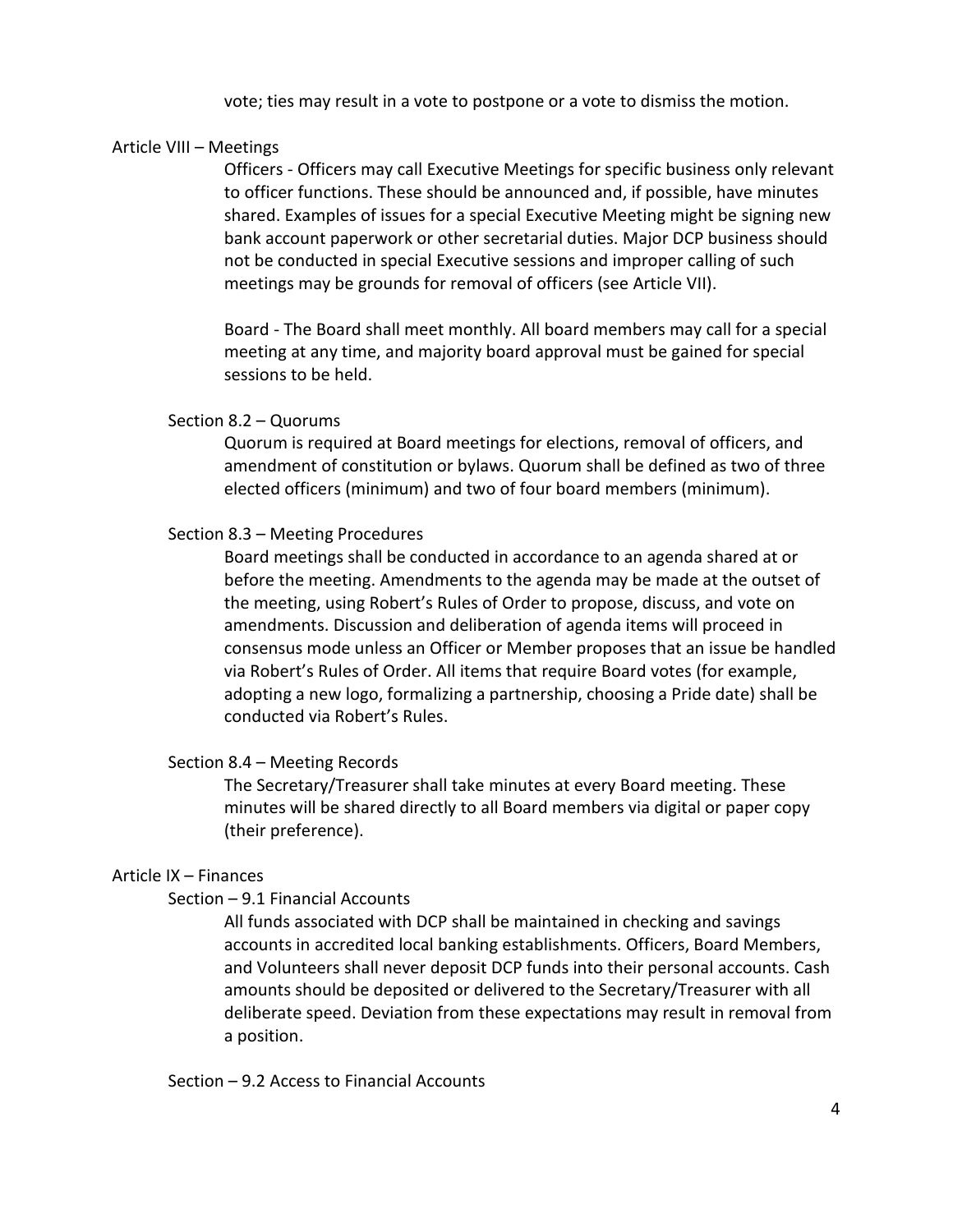vote; ties may result in a vote to postpone or a vote to dismiss the motion.

## Article VIII – Meetings

Officers - Officers may call Executive Meetings for specific business only relevant to officer functions. These should be announced and, if possible, have minutes shared. Examples of issues for a special Executive Meeting might be signing new bank account paperwork or other secretarial duties. Major DCP business should not be conducted in special Executive sessions and improper calling of such meetings may be grounds for removal of officers (see Article VII).

Board - The Board shall meet monthly. All board members may call for a special meeting at any time, and majority board approval must be gained for special sessions to be held.

### Section 8.2 – Quorums

Quorum is required at Board meetings for elections, removal of officers, and amendment of constitution or bylaws. Quorum shall be defined as two of three elected officers (minimum) and two of four board members (minimum).

### Section 8.3 – Meeting Procedures

Board meetings shall be conducted in accordance to an agenda shared at or before the meeting. Amendments to the agenda may be made at the outset of the meeting, using Robert's Rules of Order to propose, discuss, and vote on amendments. Discussion and deliberation of agenda items will proceed in consensus mode unless an Officer or Member proposes that an issue be handled via Robert's Rules of Order. All items that require Board votes (for example, adopting a new logo, formalizing a partnership, choosing a Pride date) shall be conducted via Robert's Rules.

### Section 8.4 – Meeting Records

The Secretary/Treasurer shall take minutes at every Board meeting. These minutes will be shared directly to all Board members via digital or paper copy (their preference).

## Article IX – Finances

### Section – 9.1 Financial Accounts

All funds associated with DCP shall be maintained in checking and savings accounts in accredited local banking establishments. Officers, Board Members, and Volunteers shall never deposit DCP funds into their personal accounts. Cash amounts should be deposited or delivered to the Secretary/Treasurer with all deliberate speed. Deviation from these expectations may result in removal from a position.

### Section – 9.2 Access to Financial Accounts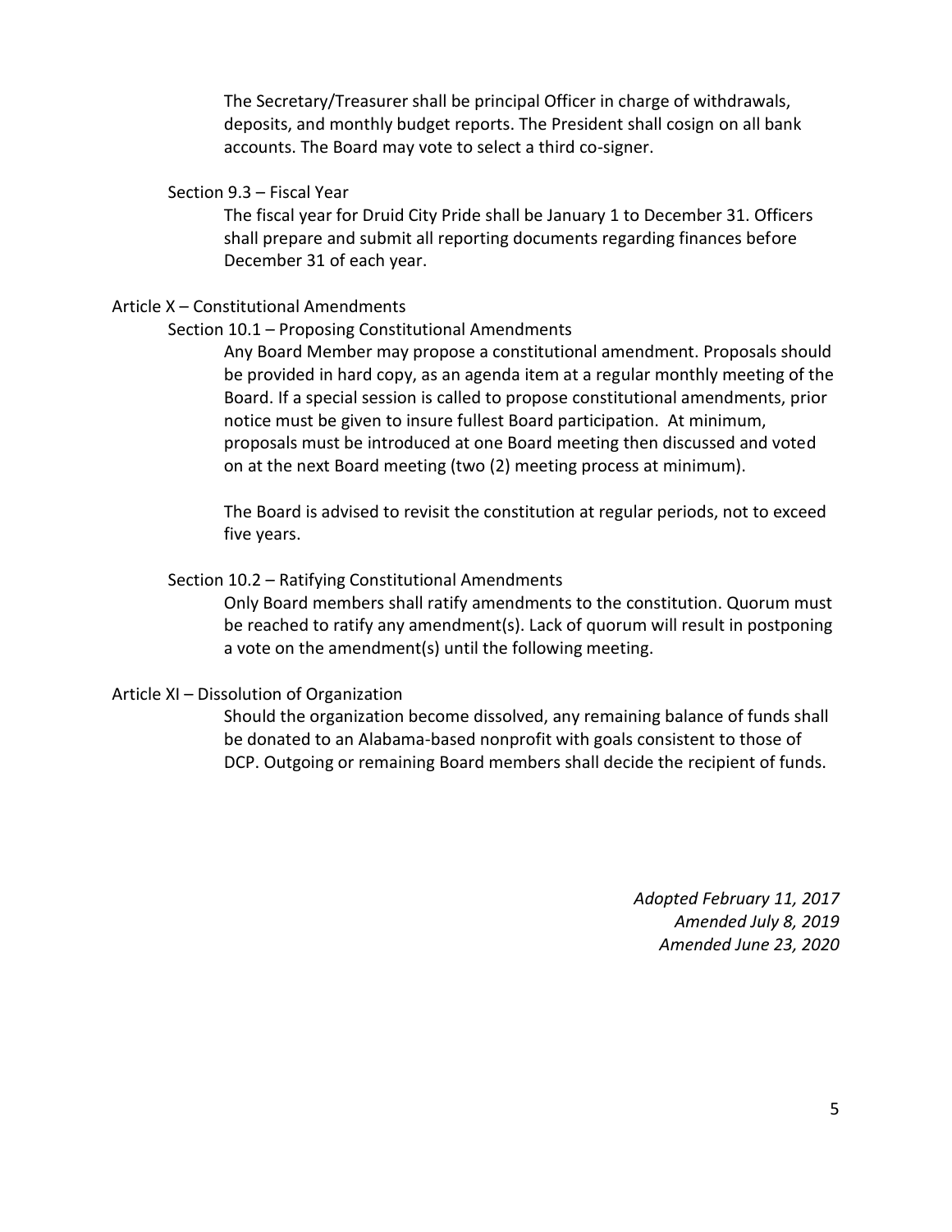The Secretary/Treasurer shall be principal Officer in charge of withdrawals, deposits, and monthly budget reports. The President shall cosign on all bank accounts. The Board may vote to select a third co-signer.

Section 9.3 – Fiscal Year

The fiscal year for Druid City Pride shall be January 1 to December 31. Officers shall prepare and submit all reporting documents regarding finances before December 31 of each year.

## Article X – Constitutional Amendments

Section 10.1 – Proposing Constitutional Amendments

Any Board Member may propose a constitutional amendment. Proposals should be provided in hard copy, as an agenda item at a regular monthly meeting of the Board. If a special session is called to propose constitutional amendments, prior notice must be given to insure fullest Board participation. At minimum, proposals must be introduced at one Board meeting then discussed and voted on at the next Board meeting (two (2) meeting process at minimum).

The Board is advised to revisit the constitution at regular periods, not to exceed five years.

Section 10.2 – Ratifying Constitutional Amendments

Only Board members shall ratify amendments to the constitution. Quorum must be reached to ratify any amendment(s). Lack of quorum will result in postponing a vote on the amendment(s) until the following meeting.

## Article XI – Dissolution of Organization

Should the organization become dissolved, any remaining balance of funds shall be donated to an Alabama-based nonprofit with goals consistent to those of DCP. Outgoing or remaining Board members shall decide the recipient of funds.

*Adopted February 11, 2017*
*Amended July 8, 2019*
*Amended June 23, 2020*